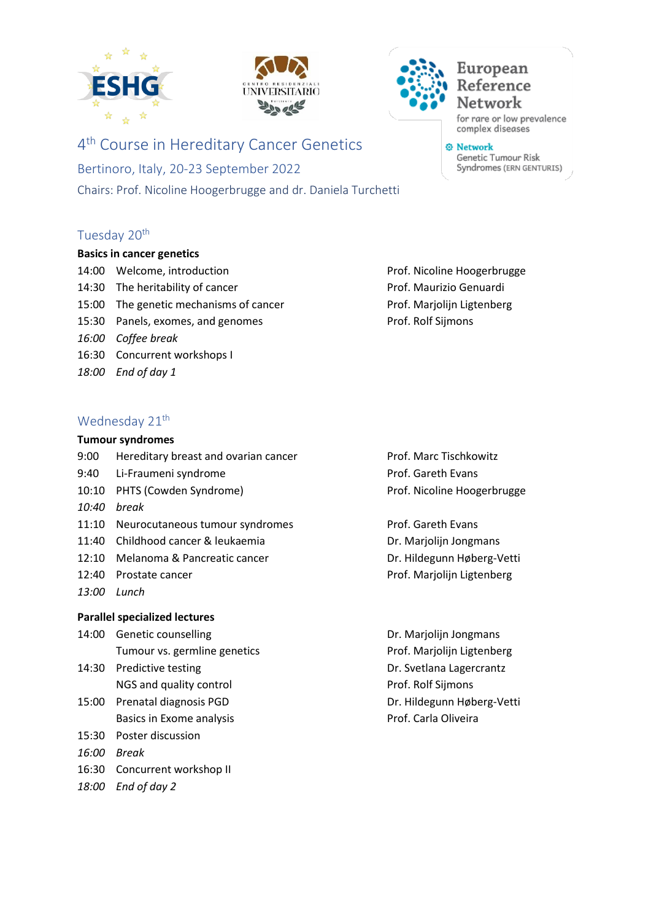# 4th Course in Hereditary Cancer Genetics

Bertinoro, Italy, 20-23 September 2022

Chairs: Prof. Nicoline Hoogerbrugge and dr. Daniela Turchetti

## Tuesday 20th

**Basics in cancer genetics**

| | | |
|---|---|---|
| 14:00 | Welcome, introduction | Prof. Nicoline Hoogerbrugge |
| 14:30 | The heritability of cancer | Prof. Maurizio Genuardi |
| 15:00 | The genetic mechanisms of cancer | Prof. Marjolijn Ligtenberg |
| 15:30 | Panels, exomes, and genomes | Prof. Rolf Sijmons |
| *16:00* | *Coffee break* | |
| 16:30 | Concurrent workshops I | |
| *18:00* | *End of day 1* | |

## Wednesday 21th

**Tumour syndromes**

| | | |
|---|---|---|
| 9:00 | Hereditary breast and ovarian cancer | Prof. Marc Tischkowitz |
| 9:40 | Li-Fraumeni syndrome | Prof. Gareth Evans |
| 10:10 | PHTS (Cowden Syndrome) | Prof. Nicoline Hoogerbrugge |
| *10:40* | *break* | |
| 11:10 | Neurocutaneous tumour syndromes | Prof. Gareth Evans |
| 11:40 | Childhood cancer & leukaemia | Dr. Marjolijn Jongmans |
| 12:10 | Melanoma & Pancreatic cancer | Dr. Hildegunn Høberg-Vetti |
| 12:40 | Prostate cancer | Prof. Marjolijn Ligtenberg |
| *13:00* | *Lunch* | |

**Parallel specialized lectures**

| | | |
|---|---|---|
| 14:00 | Genetic counselling | Dr. Marjolijn Jongmans |
| | Tumour vs. germline genetics | Prof. Marjolijn Ligtenberg |
| 14:30 | Predictive testing | Dr. Svetlana Lagercrantz |
| | NGS and quality control | Prof. Rolf Sijmons |
| 15:00 | Prenatal diagnosis PGD | Dr. Hildegunn Høberg-Vetti |
| | Basics in Exome analysis | Prof. Carla Oliveira |
| 15:30 | Poster discussion | |
| *16:00* | *Break* | |
| 16:30 | Concurrent workshop II | |
| *18:00* | *End of day 2* | |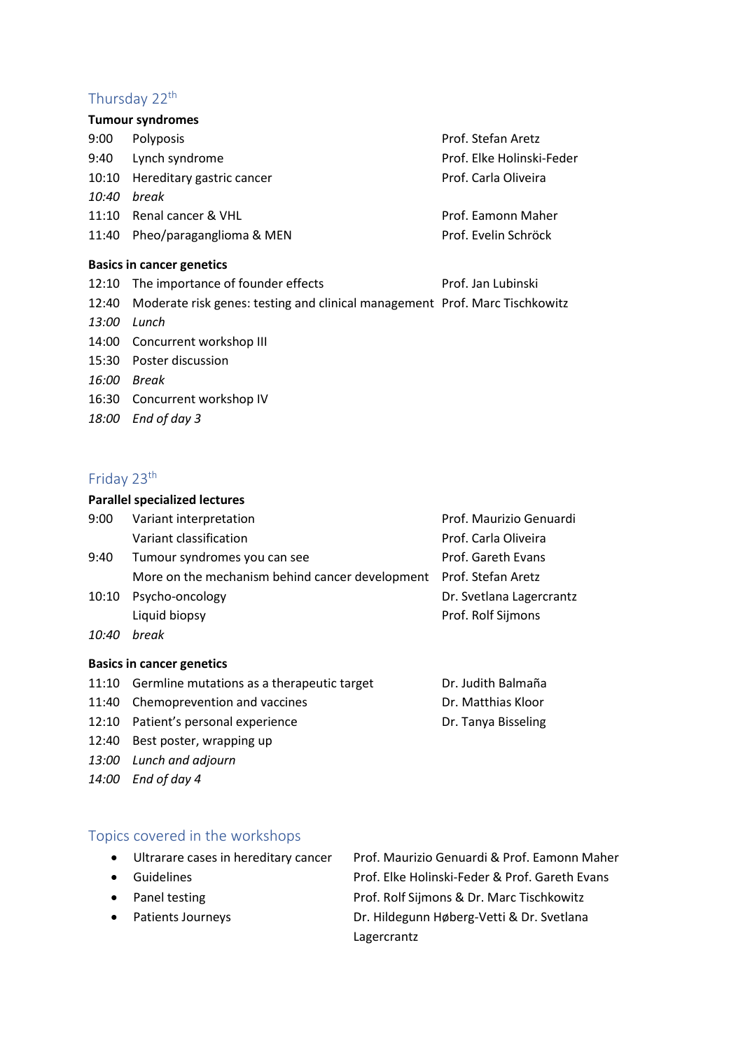## Thursday 22th

**Tumour syndromes**

| | | |
|---|---|---|
| 9:00 | Polyposis | Prof. Stefan Aretz |
| 9:40 | Lynch syndrome | Prof. Elke Holinski-Feder |
| 10:10 | Hereditary gastric cancer | Prof. Carla Oliveira |
| *10:40* | *break* | |
| 11:10 | Renal cancer & VHL | Prof. Eamonn Maher |
| 11:40 | Pheo/paraganglioma & MEN | Prof. Evelin Schröck |

**Basics in cancer genetics**

| | | |
|---|---|---|
| 12:10 | The importance of founder effects | Prof. Jan Lubinski |
| 12:40 | Moderate risk genes: testing and clinical management | Prof. Marc Tischkowitz |
| *13:00* | *Lunch* | |
| 14:00 | Concurrent workshop III | |
| 15:30 | Poster discussion | |
| *16:00* | *Break* | |
| 16:30 | Concurrent workshop IV | |
| *18:00* | *End of day 3* | |

## Friday 23th

**Parallel specialized lectures**

| | | |
|---|---|---|
| 9:00 | Variant interpretation | Prof. Maurizio Genuardi |
| | Variant classification | Prof. Carla Oliveira |
| 9:40 | Tumour syndromes you can see | Prof. Gareth Evans |
| | More on the mechanism behind cancer development | Prof. Stefan Aretz |
| 10:10 | Psycho-oncology | Dr. Svetlana Lagercrantz |
| | Liquid biopsy | Prof. Rolf Sijmons |
| *10:40* | *break* | |

**Basics in cancer genetics**

| | | |
|---|---|---|
| 11:10 | Germline mutations as a therapeutic target | Dr. Judith Balmaña |
| 11:40 | Chemoprevention and vaccines | Dr. Matthias Kloor |
| 12:10 | Patient's personal experience | Dr. Tanya Bisseling |
| 12:40 | Best poster, wrapping up | |
| *13:00* | *Lunch and adjourn* | |
| *14:00* | *End of day 4* | |

## Topics covered in the workshops

| | |
|---|---|
| • Ultrarare cases in hereditary cancer | Prof. Maurizio Genuardi & Prof. Eamonn Maher |
| • Guidelines | Prof. Elke Holinski-Feder & Prof. Gareth Evans |
| • Panel testing | Prof. Rolf Sijmons & Dr. Marc Tischkowitz |
| • Patients Journeys | Dr. Hildegunn Høberg-Vetti & Dr. Svetlana Lagercrantz |